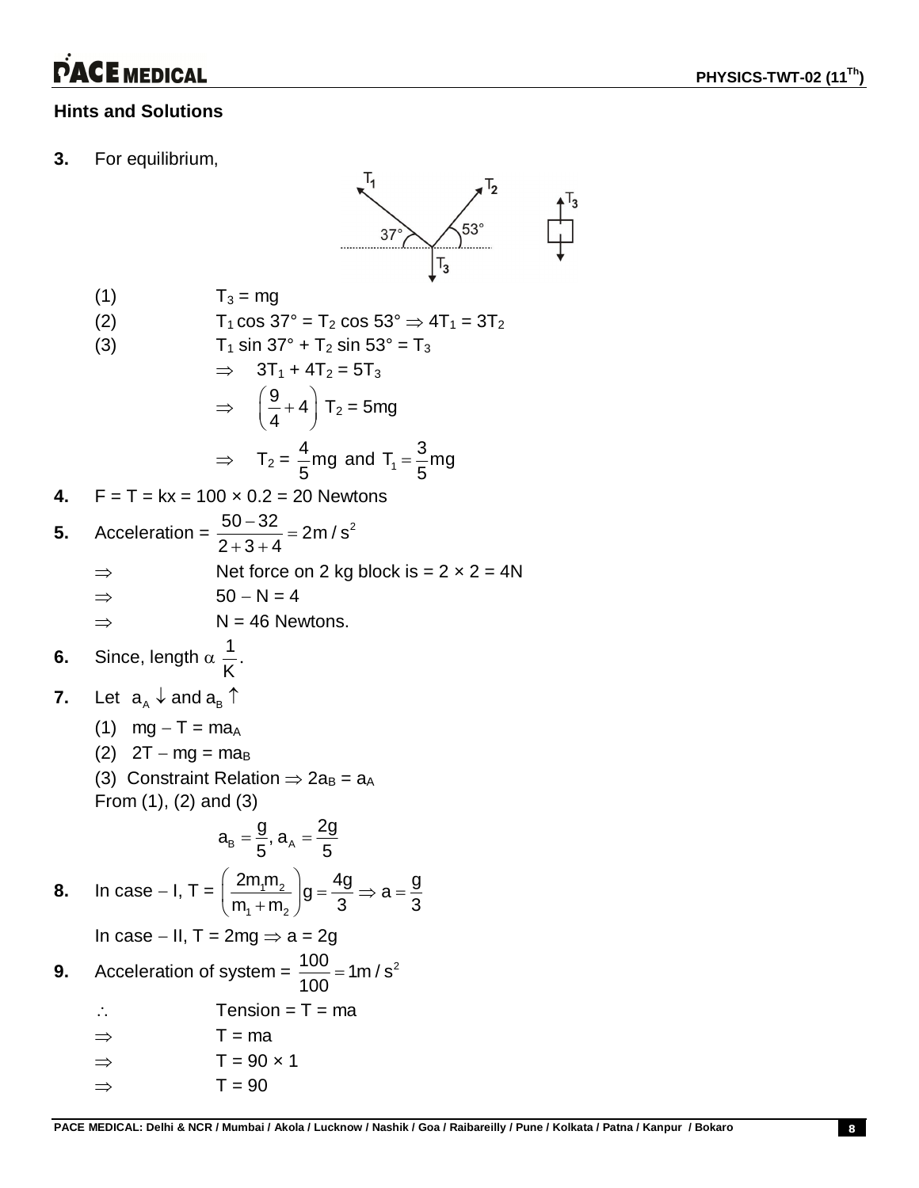## Hints and Solutions

**3.** For equilibrium,

(1) $T_3 = mg$

(2) $T_1 \cos 37° = T_2 \cos 53° \Rightarrow 4T_1 = 3T_2$

(3) $T_1 \sin 37° + T_2 \sin 53° = T_3$

$\Rightarrow \quad 3T_1 + 4T_2 = 5T_3$

$\Rightarrow \quad \left(\frac{9}{4} + 4\right) T_2 = 5mg$

$\Rightarrow \quad T_2 = \frac{4}{5}mg$ and $T_1 = \frac{3}{5}mg$

**4.** $F = T = kx = 100 \times 0.2 = 20$ Newtons

**5.** Acceleration $= \frac{50 - 32}{2 + 3 + 4} = 2 m/s^2$

$\Rightarrow$ Net force on 2 kg block is $= 2 \times 2 = 4N$

$\Rightarrow$ $50 - N = 4$

$\Rightarrow$ $N = 46$ Newtons.

**6.** Since, length $\alpha \ \frac{1}{K}$.

**7.** Let $a_A \downarrow$ and $a_B \uparrow$

(1) $mg - T = ma_A$

(2) $2T - mg = ma_B$

(3) Constraint Relation $\Rightarrow 2a_B = a_A$

From (1), (2) and (3)

$$a_B = \frac{g}{5}, a_A = \frac{2g}{5}$$

**8.** In case – I, $T = \left(\frac{2m_1m_2}{m_1 + m_2}\right)g = \frac{4g}{3} \Rightarrow a = \frac{g}{3}$

In case – II, $T = 2mg \Rightarrow a = 2g$

**9.** Acceleration of system $= \frac{100}{100} = 1m/s^2$

$\therefore$ Tension $= T = ma$

$\Rightarrow$ $T = ma$

$\Rightarrow$ $T = 90 \times 1$

$\Rightarrow$ $T = 90$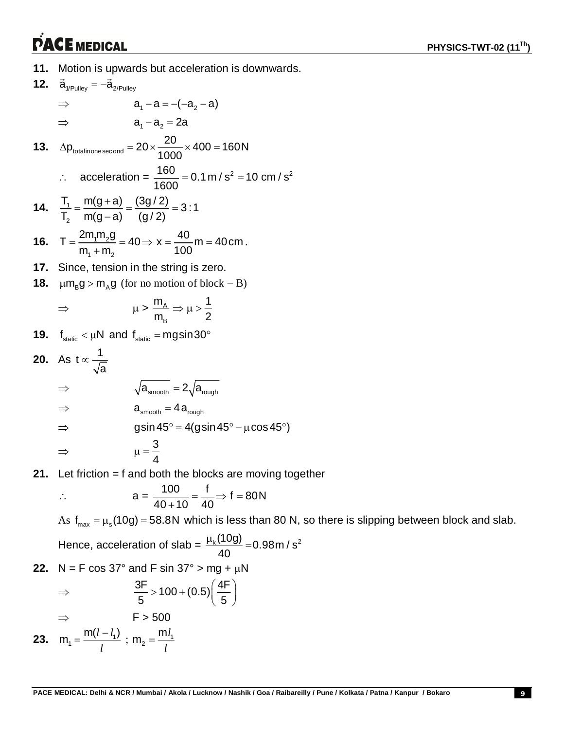**11.** Motion is upwards but acceleration is downwards.

**12.** $\vec{a}_{1/\text{Pulley}} = -\vec{a}_{2/\text{Pulley}}$

$\Rightarrow \quad a_1 - a = -(-a_2 - a)$

$\Rightarrow \quad a_1 - a_2 = 2a$

**13.** $\Delta p_{\text{total in one second}} = 20 \times \dfrac{20}{1000} \times 400 = 160\,\text{N}$

$\therefore$ acceleration = $\dfrac{160}{1600} = 0.1\,\text{m/s}^2 = 10\text{ cm/s}^2$

**14.** $\dfrac{T_1}{T_2} = \dfrac{m(g+a)}{m(g-a)} = \dfrac{(3g/2)}{(g/2)} = 3:1$

**16.** $T = \dfrac{2m_1m_2g}{m_1 + m_2} = 40 \Rightarrow x = \dfrac{40}{100}\text{m} = 40\,\text{cm}$.

**17.** Since, tension in the string is zero.

**18.** $\mu m_B g > m_A g$ (for no motion of block – B)

$\Rightarrow \quad \mu > \dfrac{m_A}{m_B} \Rightarrow \mu > \dfrac{1}{2}$

**19.** $f_{\text{static}} < \mu N$ and $f_{\text{static}} = mg\sin 30°$

**20.** As $t \propto \dfrac{1}{\sqrt{a}}$

$\Rightarrow \quad \sqrt{a_{\text{smooth}}} = 2\sqrt{a_{\text{rough}}}$

$\Rightarrow \quad a_{\text{smooth}} = 4a_{\text{rough}}$

$\Rightarrow \quad g\sin 45° = 4(g\sin 45° - \mu\cos 45°)$

$\Rightarrow \quad \mu = \dfrac{3}{4}$

**21.** Let friction = f and both the blocks are moving together

$\therefore \quad a = \dfrac{100}{40+10} = \dfrac{f}{40} \Rightarrow f = 80\,\text{N}$

As $f_{max} = \mu_s(10g) = 58.8\,\text{N}$ which is less than 80 N, so there is slipping between block and slab.

Hence, acceleration of slab = $\dfrac{\mu_k(10g)}{40} = 0.98\,\text{m/s}^2$

**22.** N = F cos 37° and F sin 37° > mg + $\mu$N

$\Rightarrow \quad \dfrac{3F}{5} > 100 + (0.5)\left(\dfrac{4F}{5}\right)$

$\Rightarrow \quad F > 500$

**23.** $m_1 = \dfrac{m(l - l_1)}{l}$ ; $m_2 = \dfrac{ml_1}{l}$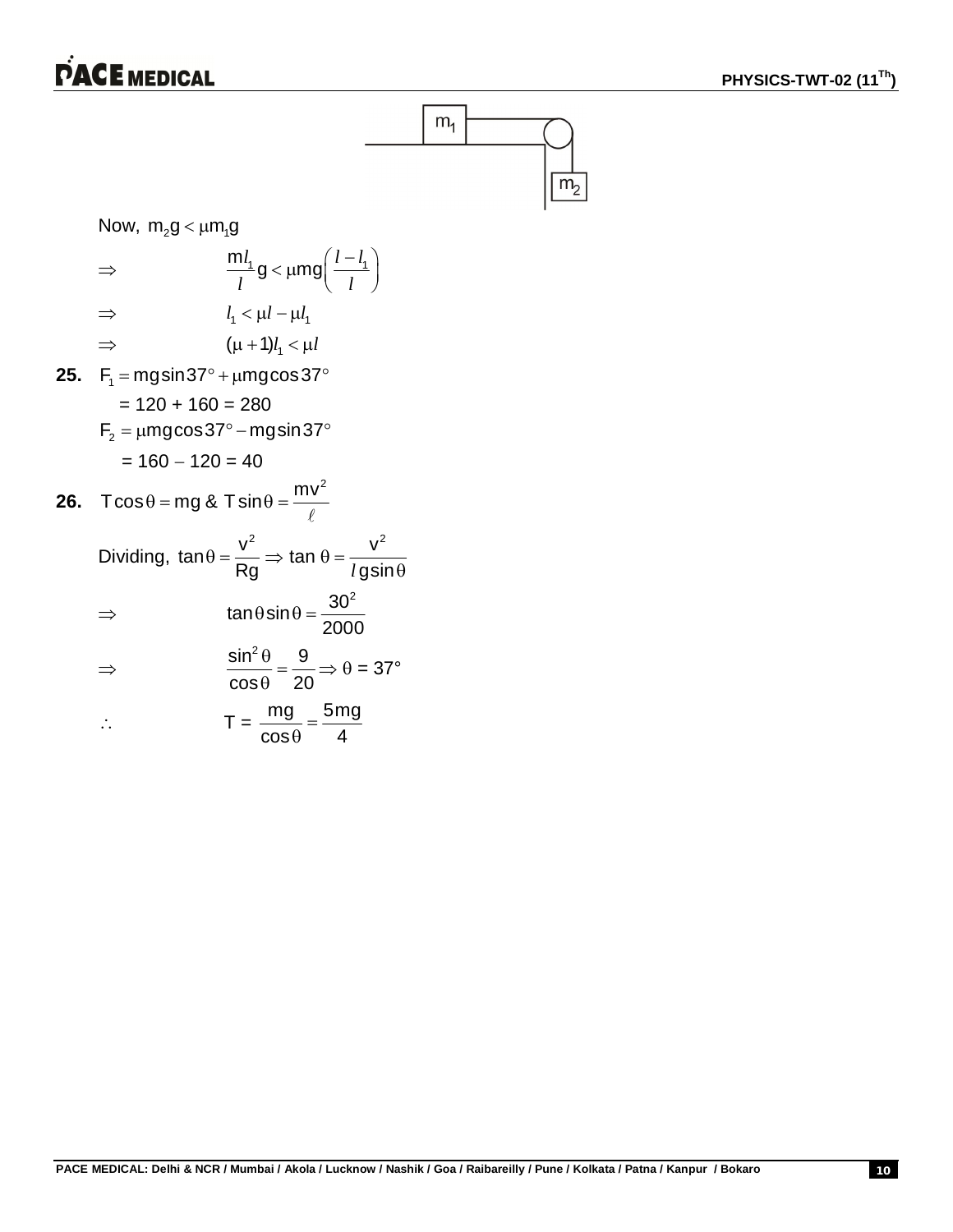Now, $m_2g < \mu m_1 g$

$$\Rightarrow \quad \frac{ml_1}{l}g < \mu mg\left(\frac{l-l_1}{l}\right)$$

$$\Rightarrow \quad l_1 < \mu l - \mu l_1$$

$$\Rightarrow \quad (\mu+1)l_1 < \mu l$$

**25.** $F_1 = mg\sin 37^\circ + \mu mg\cos 37^\circ$

$= 120 + 160 = 280$

$F_2 = \mu mg\cos 37^\circ - mg\sin 37^\circ$

$= 160 - 120 = 40$

**26.** $T\cos\theta = mg$ & $T\sin\theta = \dfrac{mv^2}{\ell}$

Dividing, $\tan\theta = \dfrac{v^2}{Rg} \Rightarrow \tan\theta = \dfrac{v^2}{l g\sin\theta}$

$$\Rightarrow \quad \tan\theta\sin\theta = \frac{30^2}{2000}$$

$$\Rightarrow \quad \frac{\sin^2\theta}{\cos\theta} = \frac{9}{20} \Rightarrow \theta = 37^\circ$$

$$\therefore \quad T = \frac{mg}{\cos\theta} = \frac{5mg}{4}$$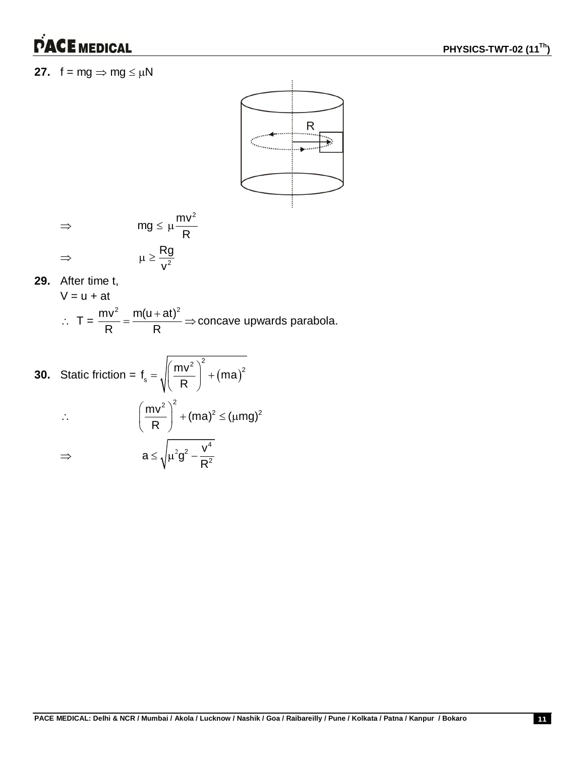**27.** $f = mg \Rightarrow mg \le \mu N$

R

$$\Rightarrow \qquad mg \le \mu \frac{mv^2}{R}$$

$$\Rightarrow \qquad \mu \ge \frac{Rg}{v^2}$$

**29.** After time t,

$V = u + at$

$\therefore\ T = \dfrac{mv^2}{R} = \dfrac{m(u+at)^2}{R} \Rightarrow$ concave upwards parabola.

**30.** Static friction = $f_s = \sqrt{\left(\dfrac{mv^2}{R}\right)^2 + (ma)^2}$

$$\therefore \qquad \left(\frac{mv^2}{R}\right)^2 + (ma)^2 \le (\mu mg)^2$$

$$\Rightarrow \qquad a \le \sqrt{\mu^2 g^2 - \frac{v^4}{R^2}}$$